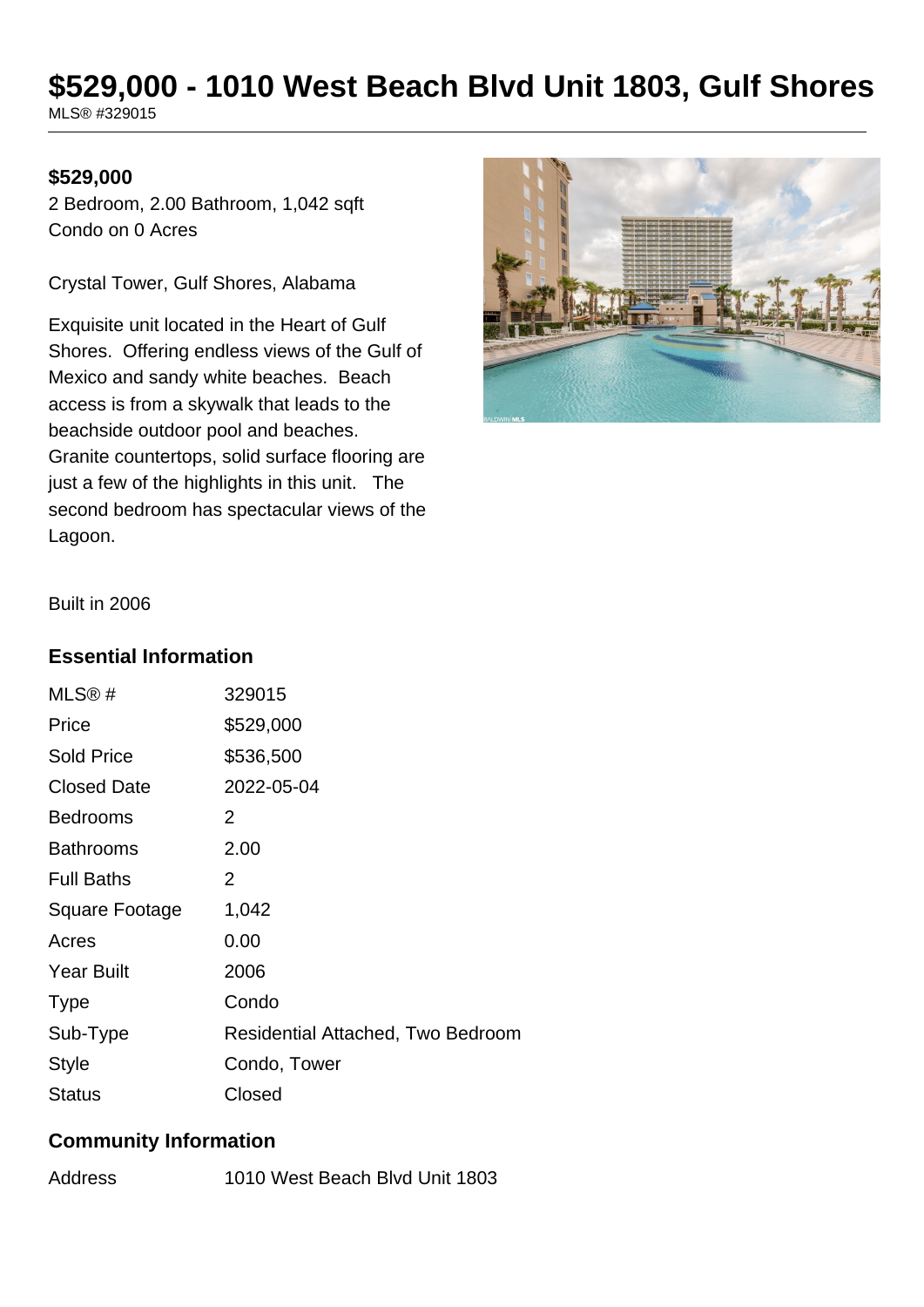# $529,000 - 1010 West Beach Blvd Unit 1803, Gulf Shores

MLS® #329015

**$529,000**

2 Bedroom, 2.00 Bathroom, 1,042 sqft
Condo on 0 Acres

Crystal Tower, Gulf Shores, Alabama

Exquisite unit located in the Heart of Gulf Shores. Offering endless views of the Gulf of Mexico and sandy white beaches. Beach access is from a skywalk that leads to the beachside outdoor pool and beaches. Granite countertops, solid surface flooring are just a few of the highlights in this unit. The second bedroom has spectacular views of the Lagoon.

Built in 2006

## Essential Information

| | |
|---|---|
| MLS® # | 329015 |
| Price | $529,000 |
| Sold Price | $536,500 |
| Closed Date | 2022-05-04 |
| Bedrooms | 2 |
| Bathrooms | 2.00 |
| Full Baths | 2 |
| Square Footage | 1,042 |
| Acres | 0.00 |
| Year Built | 2006 |
| Type | Condo |
| Sub-Type | Residential Attached, Two Bedroom |
| Style | Condo, Tower |
| Status | Closed |

## Community Information

| | |
|---|---|
| Address | 1010 West Beach Blvd Unit 1803 |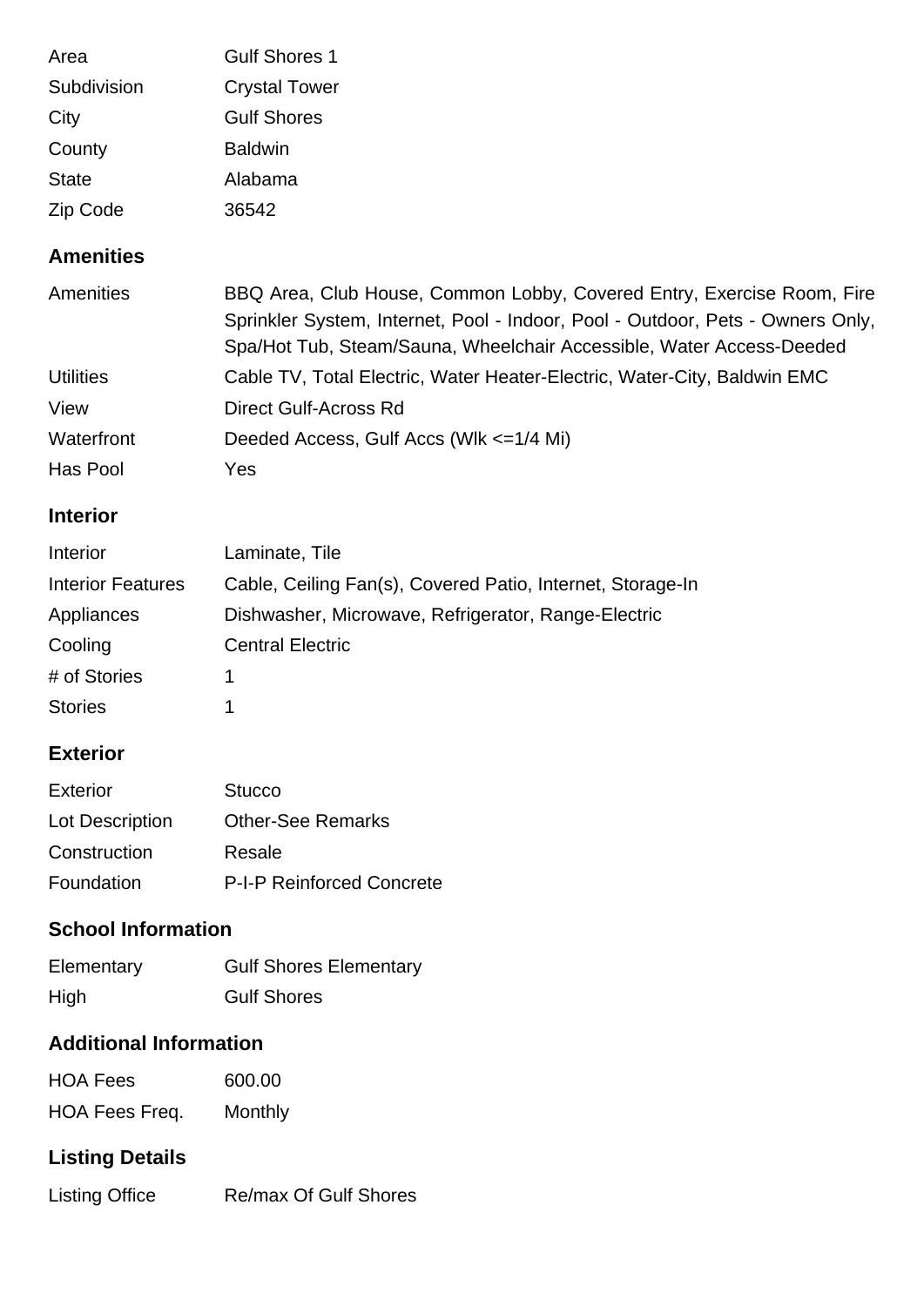| | |
|---|---|
| Area | Gulf Shores 1 |
| Subdivision | Crystal Tower |
| City | Gulf Shores |
| County | Baldwin |
| State | Alabama |
| Zip Code | 36542 |

## Amenities

| | |
|---|---|
| Amenities | BBQ Area, Club House, Common Lobby, Covered Entry, Exercise Room, Fire Sprinkler System, Internet, Pool - Indoor, Pool - Outdoor, Pets - Owners Only, Spa/Hot Tub, Steam/Sauna, Wheelchair Accessible, Water Access-Deeded |
| Utilities | Cable TV, Total Electric, Water Heater-Electric, Water-City, Baldwin EMC |
| View | Direct Gulf-Across Rd |
| Waterfront | Deeded Access, Gulf Accs (Wlk <=1/4 Mi) |
| Has Pool | Yes |

## Interior

| | |
|---|---|
| Interior | Laminate, Tile |
| Interior Features | Cable, Ceiling Fan(s), Covered Patio, Internet, Storage-In |
| Appliances | Dishwasher, Microwave, Refrigerator, Range-Electric |
| Cooling | Central Electric |
| # of Stories | 1 |
| Stories | 1 |

## Exterior

| | |
|---|---|
| Exterior | Stucco |
| Lot Description | Other-See Remarks |
| Construction | Resale |
| Foundation | P-I-P Reinforced Concrete |

## School Information

| | |
|---|---|
| Elementary | Gulf Shores Elementary |
| High | Gulf Shores |

## Additional Information

| | |
|---|---|
| HOA Fees | 600.00 |
| HOA Fees Freq. | Monthly |

## Listing Details

| | |
|---|---|
| Listing Office | Re/max Of Gulf Shores |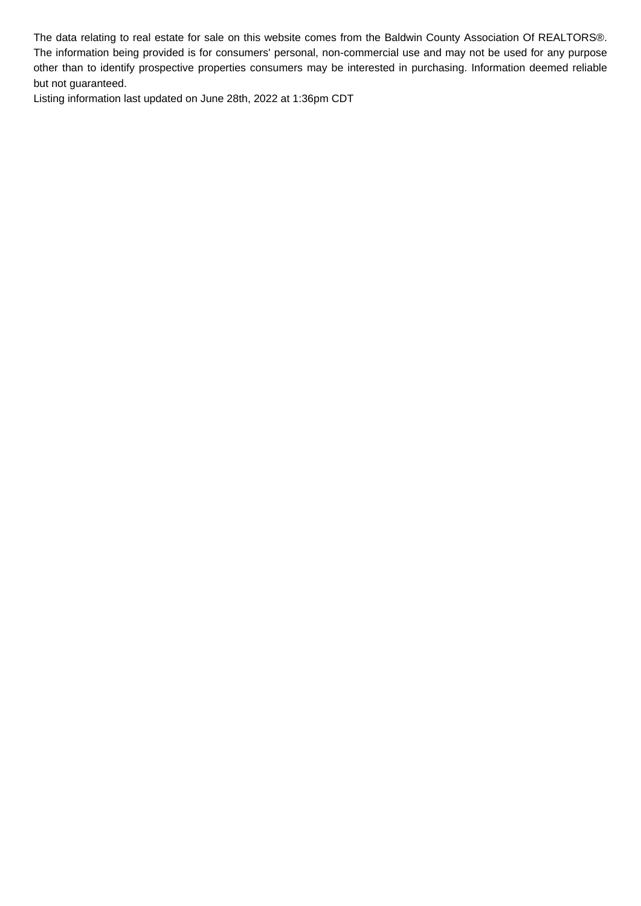The data relating to real estate for sale on this website comes from the Baldwin County Association Of REALTORS®. The information being provided is for consumers' personal, non-commercial use and may not be used for any purpose other than to identify prospective properties consumers may be interested in purchasing. Information deemed reliable but not guaranteed.

Listing information last updated on June 28th, 2022 at 1:36pm CDT